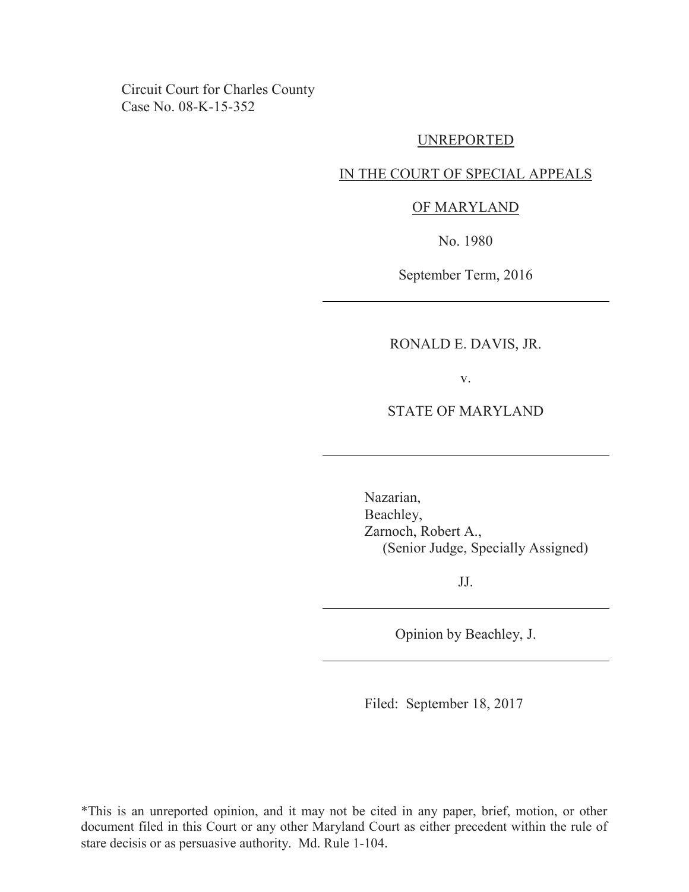Circuit Court for Charles County
Case No. 08-K-15-352

UNREPORTED

IN THE COURT OF SPECIAL APPEALS

OF MARYLAND

No. 1980

September Term, 2016

---

RONALD E. DAVIS, JR.

v.

STATE OF MARYLAND

---

Nazarian,
Beachley,
Zarnoch, Robert A.,
(Senior Judge, Specially Assigned)

JJ.

---

Opinion by Beachley, J.

---

Filed: September 18, 2017

*This is an unreported opinion, and it may not be cited in any paper, brief, motion, or other document filed in this Court or any other Maryland Court as either precedent within the rule of stare decisis or as persuasive authority. Md. Rule 1-104.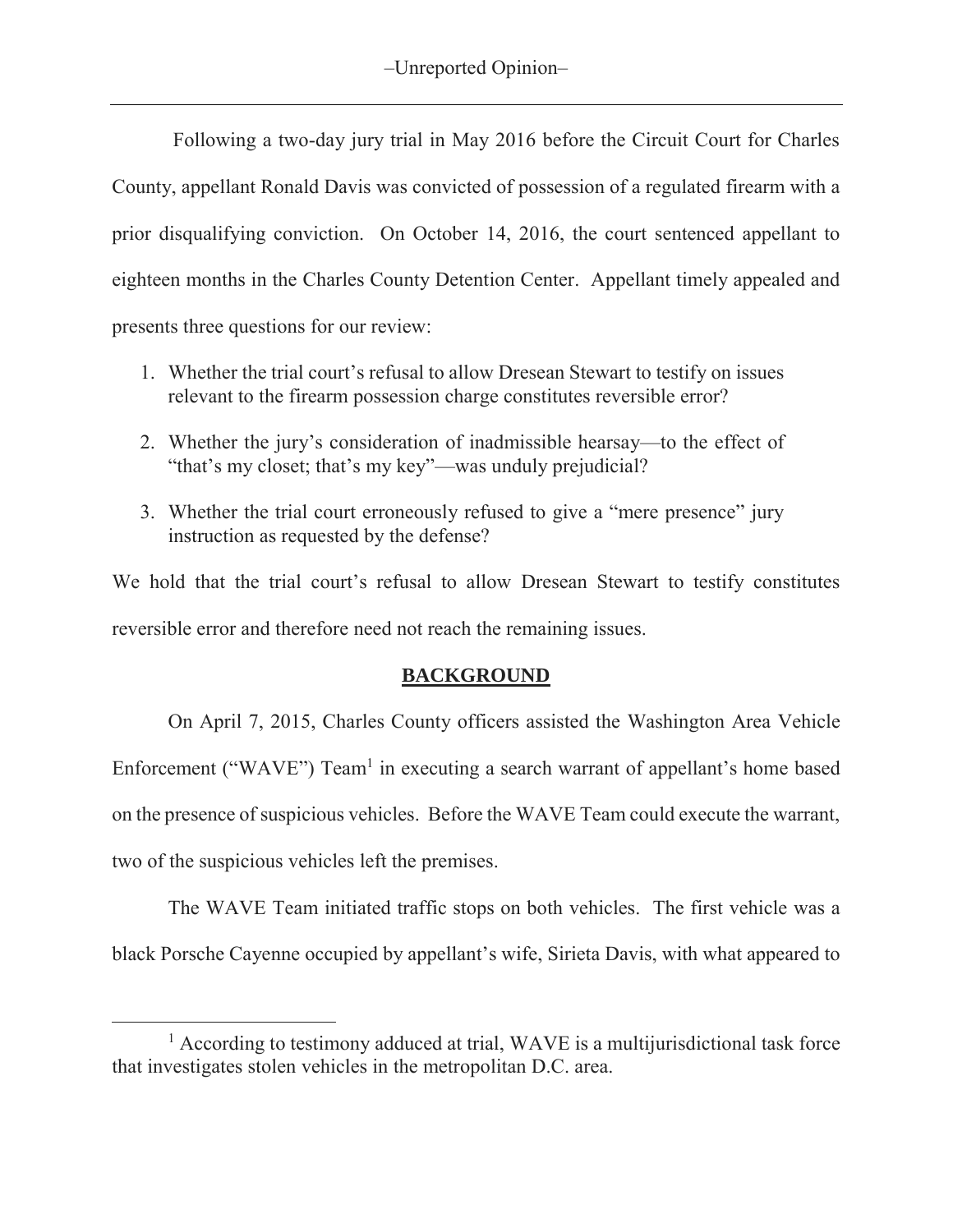Following a two-day jury trial in May 2016 before the Circuit Court for Charles County, appellant Ronald Davis was convicted of possession of a regulated firearm with a prior disqualifying conviction. On October 14, 2016, the court sentenced appellant to eighteen months in the Charles County Detention Center. Appellant timely appealed and presents three questions for our review:

1. Whether the trial court's refusal to allow Dresean Stewart to testify on issues relevant to the firearm possession charge constitutes reversible error?
2. Whether the jury's consideration of inadmissible hearsay—to the effect of "that's my closet; that's my key"—was unduly prejudicial?
3. Whether the trial court erroneously refused to give a "mere presence" jury instruction as requested by the defense?

We hold that the trial court's refusal to allow Dresean Stewart to testify constitutes reversible error and therefore need not reach the remaining issues.

## BACKGROUND

On April 7, 2015, Charles County officers assisted the Washington Area Vehicle Enforcement ("WAVE") Team[1] in executing a search warrant of appellant's home based on the presence of suspicious vehicles. Before the WAVE Team could execute the warrant, two of the suspicious vehicles left the premises.

The WAVE Team initiated traffic stops on both vehicles. The first vehicle was a black Porsche Cayenne occupied by appellant's wife, Sirieta Davis, with what appeared to

---

[1] According to testimony adduced at trial, WAVE is a multijurisdictional task force that investigates stolen vehicles in the metropolitan D.C. area.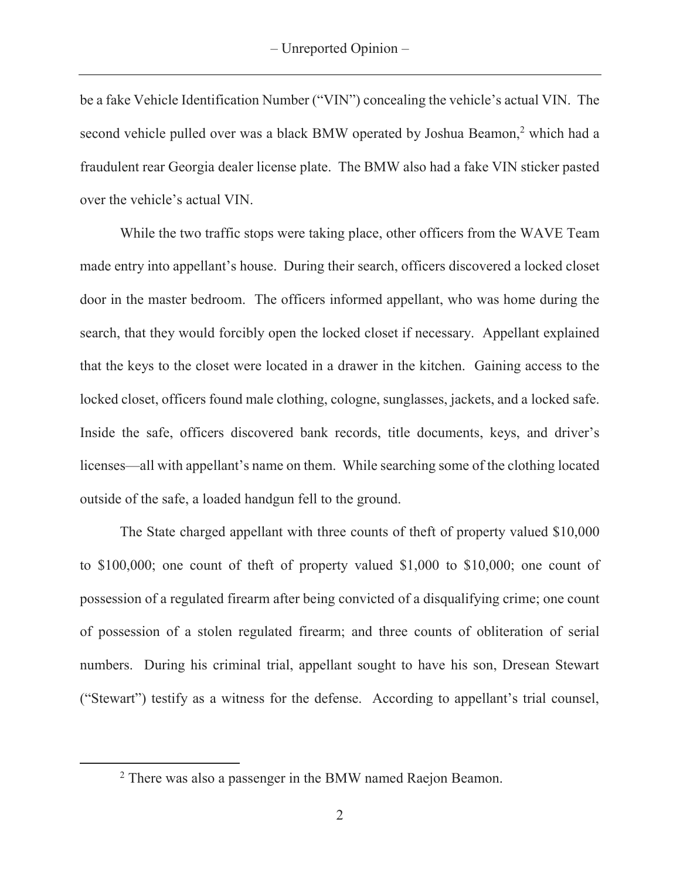be a fake Vehicle Identification Number ("VIN") concealing the vehicle's actual VIN. The second vehicle pulled over was a black BMW operated by Joshua Beamon,[2] which had a fraudulent rear Georgia dealer license plate. The BMW also had a fake VIN sticker pasted over the vehicle's actual VIN.

While the two traffic stops were taking place, other officers from the WAVE Team made entry into appellant's house. During their search, officers discovered a locked closet door in the master bedroom. The officers informed appellant, who was home during the search, that they would forcibly open the locked closet if necessary. Appellant explained that the keys to the closet were located in a drawer in the kitchen. Gaining access to the locked closet, officers found male clothing, cologne, sunglasses, jackets, and a locked safe. Inside the safe, officers discovered bank records, title documents, keys, and driver's licenses—all with appellant's name on them. While searching some of the clothing located outside of the safe, a loaded handgun fell to the ground.

The State charged appellant with three counts of theft of property valued $10,000 to $100,000; one count of theft of property valued $1,000 to $10,000; one count of possession of a regulated firearm after being convicted of a disqualifying crime; one count of possession of a stolen regulated firearm; and three counts of obliteration of serial numbers. During his criminal trial, appellant sought to have his son, Dresean Stewart ("Stewart") testify as a witness for the defense. According to appellant's trial counsel,

[2] There was also a passenger in the BMW named Raejon Beamon.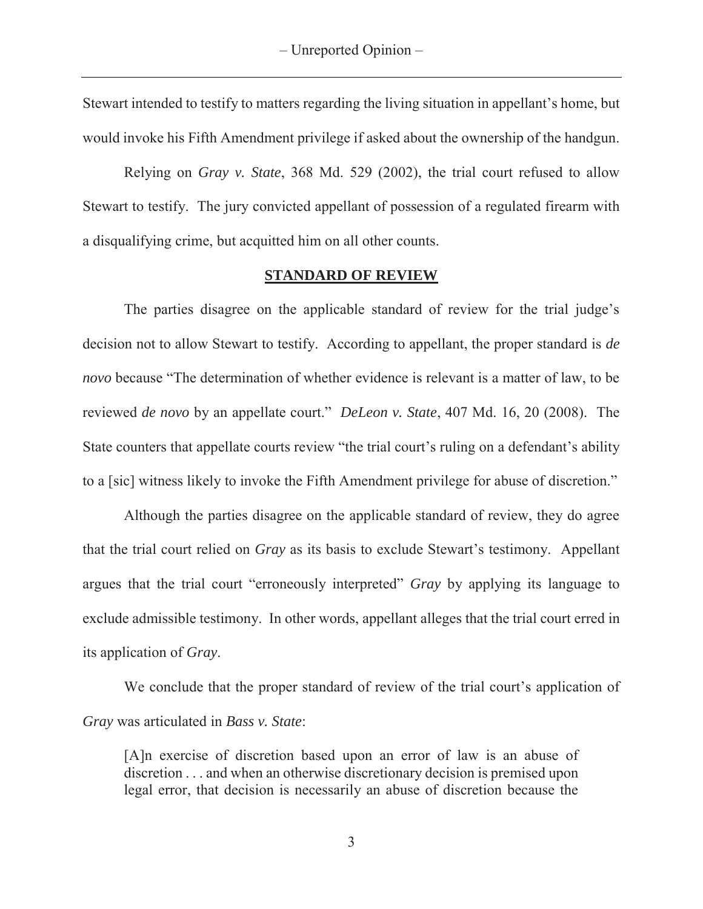Stewart intended to testify to matters regarding the living situation in appellant's home, but would invoke his Fifth Amendment privilege if asked about the ownership of the handgun.

Relying on *Gray v. State*, 368 Md. 529 (2002), the trial court refused to allow Stewart to testify. The jury convicted appellant of possession of a regulated firearm with a disqualifying crime, but acquitted him on all other counts.

## STANDARD OF REVIEW

The parties disagree on the applicable standard of review for the trial judge's decision not to allow Stewart to testify. According to appellant, the proper standard is *de novo* because "The determination of whether evidence is relevant is a matter of law, to be reviewed *de novo* by an appellate court." *DeLeon v. State*, 407 Md. 16, 20 (2008). The State counters that appellate courts review "the trial court's ruling on a defendant's ability to a [sic] witness likely to invoke the Fifth Amendment privilege for abuse of discretion."

Although the parties disagree on the applicable standard of review, they do agree that the trial court relied on *Gray* as its basis to exclude Stewart's testimony. Appellant argues that the trial court "erroneously interpreted" *Gray* by applying its language to exclude admissible testimony. In other words, appellant alleges that the trial court erred in its application of *Gray*.

We conclude that the proper standard of review of the trial court's application of *Gray* was articulated in *Bass v. State*:

> [A]n exercise of discretion based upon an error of law is an abuse of discretion . . . and when an otherwise discretionary decision is premised upon legal error, that decision is necessarily an abuse of discretion because the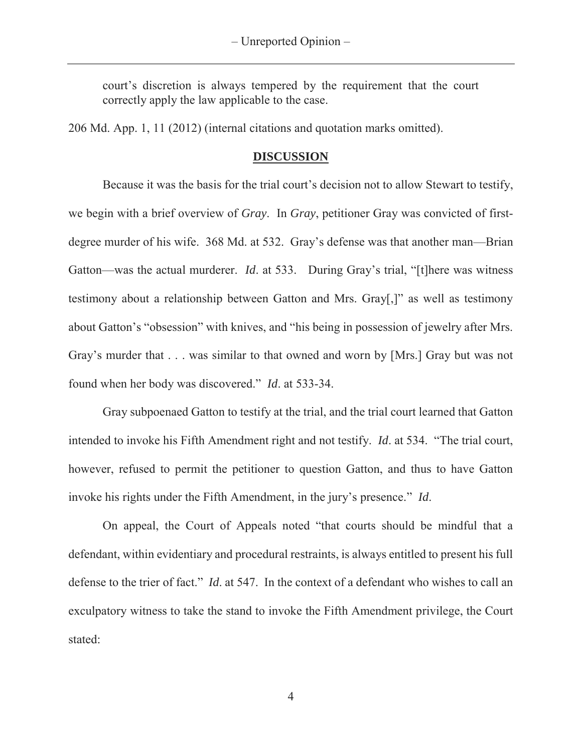court's discretion is always tempered by the requirement that the court correctly apply the law applicable to the case.

206 Md. App. 1, 11 (2012) (internal citations and quotation marks omitted).

## DISCUSSION

Because it was the basis for the trial court's decision not to allow Stewart to testify, we begin with a brief overview of *Gray*. In *Gray*, petitioner Gray was convicted of first-degree murder of his wife. 368 Md. at 532. Gray's defense was that another man—Brian Gatton—was the actual murderer. *Id*. at 533. During Gray's trial, "[t]here was witness testimony about a relationship between Gatton and Mrs. Gray[,]" as well as testimony about Gatton's "obsession" with knives, and "his being in possession of jewelry after Mrs. Gray's murder that . . . was similar to that owned and worn by [Mrs.] Gray but was not found when her body was discovered." *Id*. at 533-34.

Gray subpoenaed Gatton to testify at the trial, and the trial court learned that Gatton intended to invoke his Fifth Amendment right and not testify. *Id*. at 534. "The trial court, however, refused to permit the petitioner to question Gatton, and thus to have Gatton invoke his rights under the Fifth Amendment, in the jury's presence." *Id*.

On appeal, the Court of Appeals noted "that courts should be mindful that a defendant, within evidentiary and procedural restraints, is always entitled to present his full defense to the trier of fact." *Id*. at 547. In the context of a defendant who wishes to call an exculpatory witness to take the stand to invoke the Fifth Amendment privilege, the Court stated: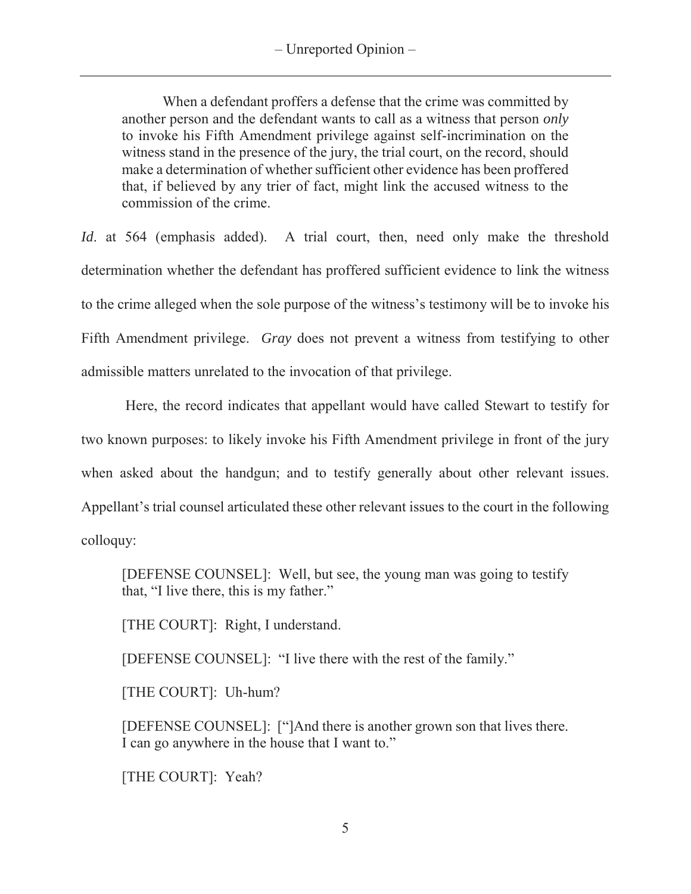> When a defendant proffers a defense that the crime was committed by another person and the defendant wants to call as a witness that person *only* to invoke his Fifth Amendment privilege against self-incrimination on the witness stand in the presence of the jury, the trial court, on the record, should make a determination of whether sufficient other evidence has been proffered that, if believed by any trier of fact, might link the accused witness to the commission of the crime.

*Id*. at 564 (emphasis added). A trial court, then, need only make the threshold determination whether the defendant has proffered sufficient evidence to link the witness to the crime alleged when the sole purpose of the witness's testimony will be to invoke his Fifth Amendment privilege. *Gray* does not prevent a witness from testifying to other admissible matters unrelated to the invocation of that privilege.

Here, the record indicates that appellant would have called Stewart to testify for two known purposes: to likely invoke his Fifth Amendment privilege in front of the jury when asked about the handgun; and to testify generally about other relevant issues. Appellant's trial counsel articulated these other relevant issues to the court in the following colloquy:

> [DEFENSE COUNSEL]: Well, but see, the young man was going to testify that, "I live there, this is my father."
>
> [THE COURT]: Right, I understand.
>
> [DEFENSE COUNSEL]: "I live there with the rest of the family."
>
> [THE COURT]: Uh-hum?
>
> [DEFENSE COUNSEL]: ["]And there is another grown son that lives there. I can go anywhere in the house that I want to."
>
> [THE COURT]: Yeah?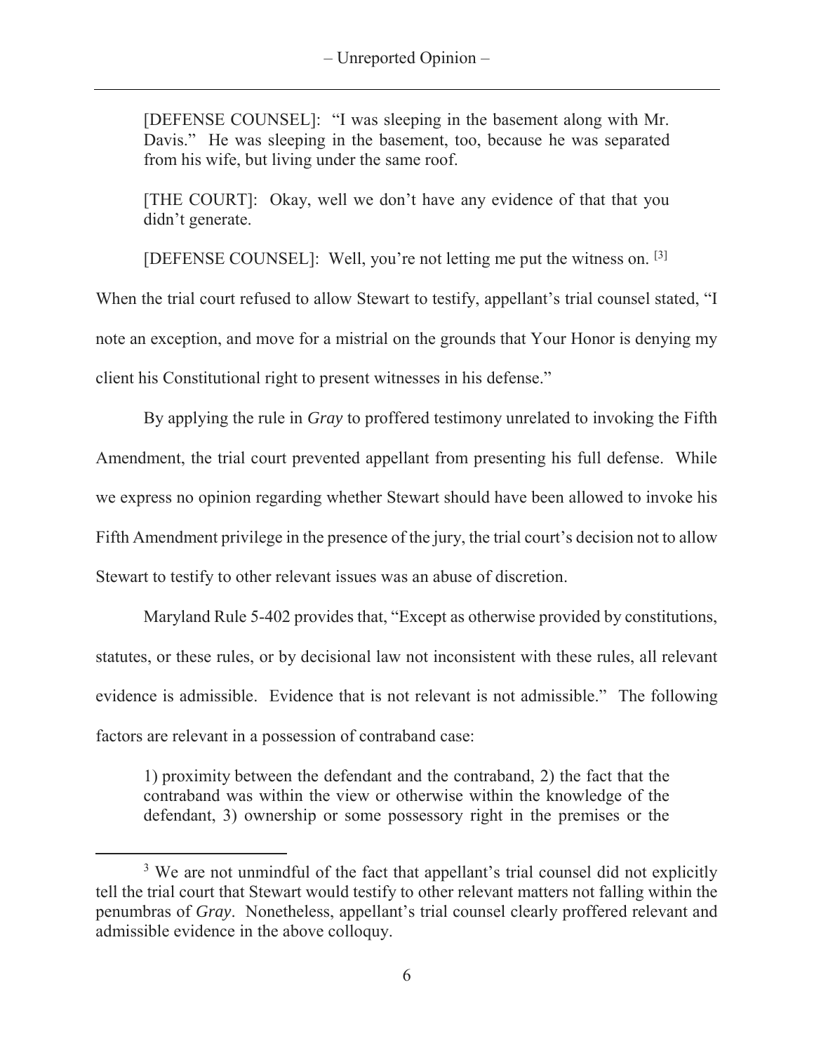> [DEFENSE COUNSEL]: "I was sleeping in the basement along with Mr. Davis." He was sleeping in the basement, too, because he was separated from his wife, but living under the same roof.
>
> [THE COURT]: Okay, well we don't have any evidence of that that you didn't generate.
>
> [DEFENSE COUNSEL]: Well, you're not letting me put the witness on. [3]

When the trial court refused to allow Stewart to testify, appellant's trial counsel stated, "I note an exception, and move for a mistrial on the grounds that Your Honor is denying my client his Constitutional right to present witnesses in his defense."

By applying the rule in *Gray* to proffered testimony unrelated to invoking the Fifth Amendment, the trial court prevented appellant from presenting his full defense. While we express no opinion regarding whether Stewart should have been allowed to invoke his Fifth Amendment privilege in the presence of the jury, the trial court's decision not to allow Stewart to testify to other relevant issues was an abuse of discretion.

Maryland Rule 5-402 provides that, "Except as otherwise provided by constitutions, statutes, or these rules, or by decisional law not inconsistent with these rules, all relevant evidence is admissible. Evidence that is not relevant is not admissible." The following factors are relevant in a possession of contraband case:

> 1) proximity between the defendant and the contraband, 2) the fact that the contraband was within the view or otherwise within the knowledge of the defendant, 3) ownership or some possessory right in the premises or the

---

[3] We are not unmindful of the fact that appellant's trial counsel did not explicitly tell the trial court that Stewart would testify to other relevant matters not falling within the penumbras of *Gray*. Nonetheless, appellant's trial counsel clearly proffered relevant and admissible evidence in the above colloquy.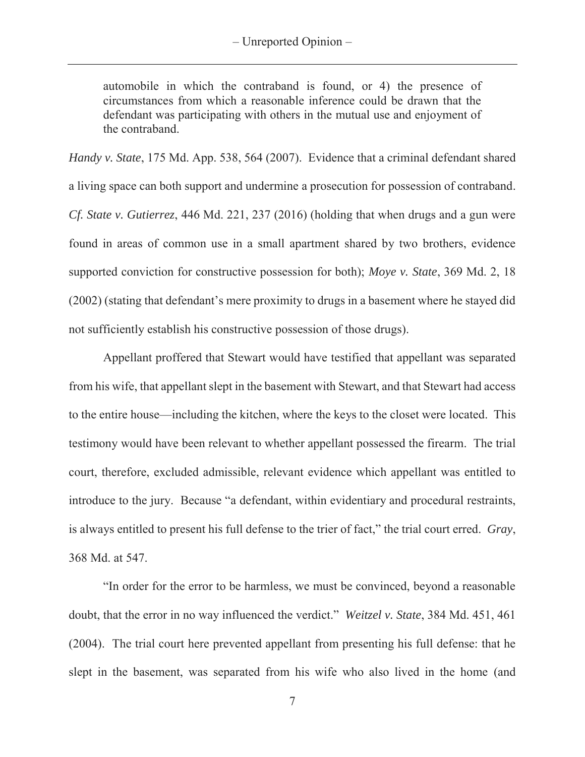> automobile in which the contraband is found, or 4) the presence of circumstances from which a reasonable inference could be drawn that the defendant was participating with others in the mutual use and enjoyment of the contraband.

*Handy v. State*, 175 Md. App. 538, 564 (2007). Evidence that a criminal defendant shared a living space can both support and undermine a prosecution for possession of contraband. *Cf. State v. Gutierrez*, 446 Md. 221, 237 (2016) (holding that when drugs and a gun were found in areas of common use in a small apartment shared by two brothers, evidence supported conviction for constructive possession for both); *Moye v. State*, 369 Md. 2, 18 (2002) (stating that defendant's mere proximity to drugs in a basement where he stayed did not sufficiently establish his constructive possession of those drugs).

Appellant proffered that Stewart would have testified that appellant was separated from his wife, that appellant slept in the basement with Stewart, and that Stewart had access to the entire house—including the kitchen, where the keys to the closet were located. This testimony would have been relevant to whether appellant possessed the firearm. The trial court, therefore, excluded admissible, relevant evidence which appellant was entitled to introduce to the jury. Because "a defendant, within evidentiary and procedural restraints, is always entitled to present his full defense to the trier of fact," the trial court erred. *Gray*, 368 Md. at 547.

"In order for the error to be harmless, we must be convinced, beyond a reasonable doubt, that the error in no way influenced the verdict." *Weitzel v. State*, 384 Md. 451, 461 (2004). The trial court here prevented appellant from presenting his full defense: that he slept in the basement, was separated from his wife who also lived in the home (and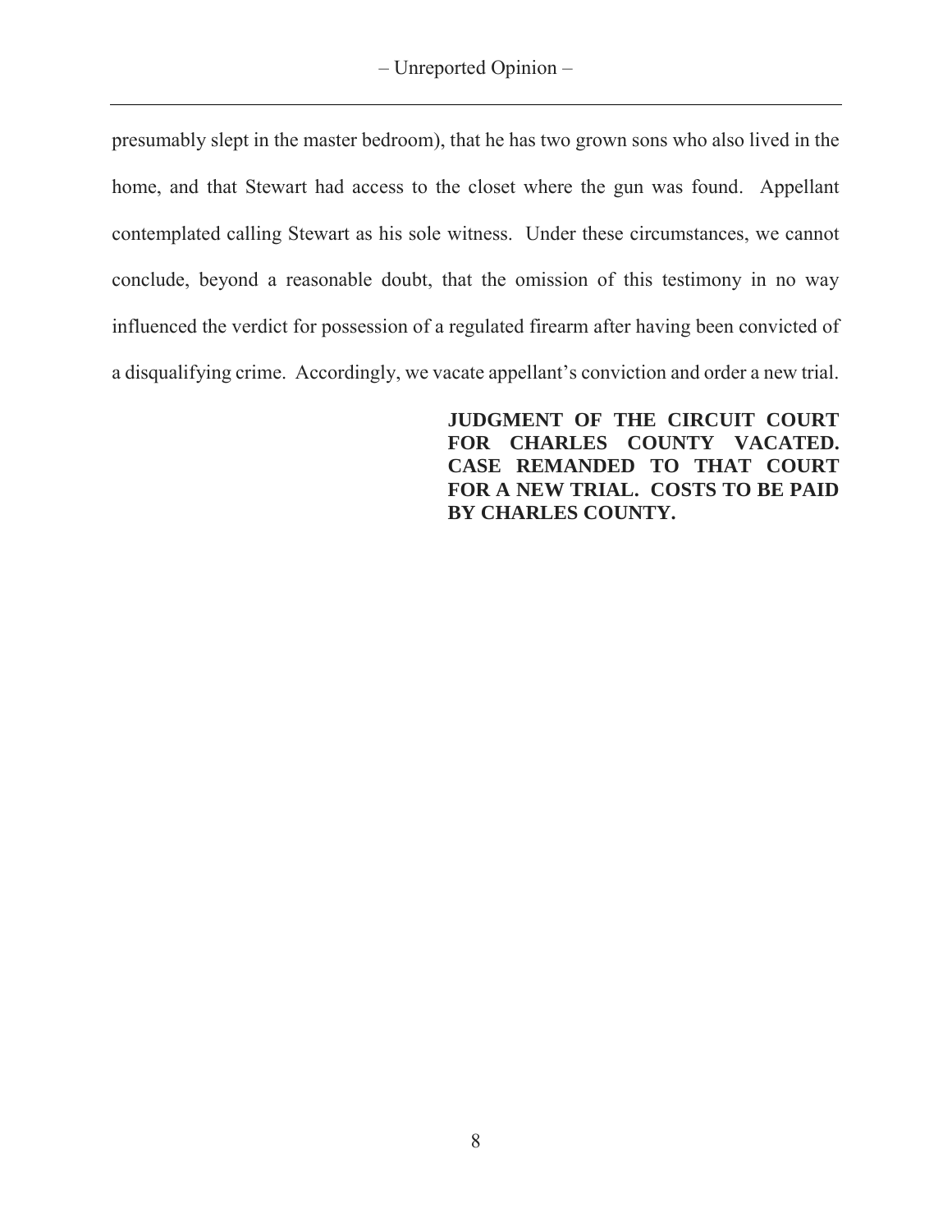presumably slept in the master bedroom), that he has two grown sons who also lived in the home, and that Stewart had access to the closet where the gun was found. Appellant contemplated calling Stewart as his sole witness. Under these circumstances, we cannot conclude, beyond a reasonable doubt, that the omission of this testimony in no way influenced the verdict for possession of a regulated firearm after having been convicted of a disqualifying crime. Accordingly, we vacate appellant's conviction and order a new trial.

**JUDGMENT OF THE CIRCUIT COURT FOR CHARLES COUNTY VACATED. CASE REMANDED TO THAT COURT FOR A NEW TRIAL. COSTS TO BE PAID BY CHARLES COUNTY.**